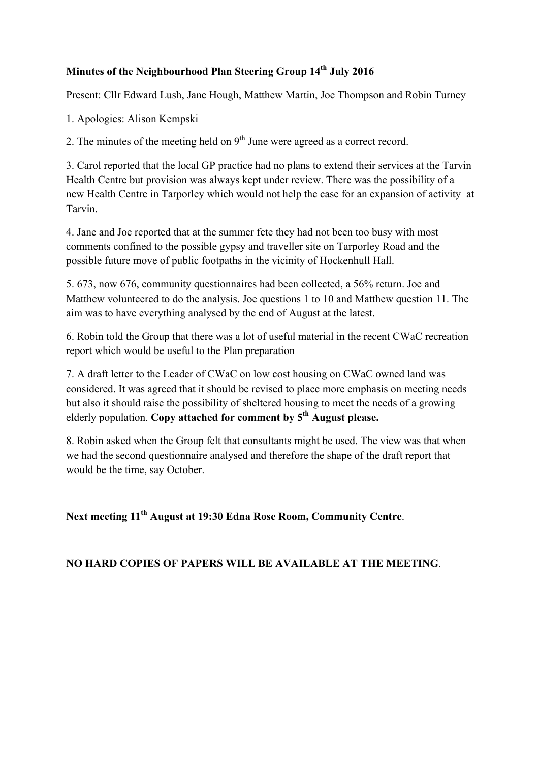**Minutes of the Neighbourhood Plan Steering Group 14th July 2016**

Present: Cllr Edward Lush, Jane Hough, Matthew Martin, Joe Thompson and Robin Turney

1. Apologies: Alison Kempski

2. The minutes of the meeting held on 9th June were agreed as a correct record.

3. Carol reported that the local GP practice had no plans to extend their services at the Tarvin Health Centre but provision was always kept under review. There was the possibility of a new Health Centre in Tarporley which would not help the case for an expansion of activity at Tarvin.

4. Jane and Joe reported that at the summer fete they had not been too busy with most comments confined to the possible gypsy and traveller site on Tarporley Road and the possible future move of public footpaths in the vicinity of Hockenhull Hall.

5. 673, now 676, community questionnaires had been collected, a 56% return. Joe and Matthew volunteered to do the analysis. Joe questions 1 to 10 and Matthew question 11. The aim was to have everything analysed by the end of August at the latest.

6. Robin told the Group that there was a lot of useful material in the recent CWaC recreation report which would be useful to the Plan preparation

7. A draft letter to the Leader of CWaC on low cost housing on CWaC owned land was considered. It was agreed that it should be revised to place more emphasis on meeting needs but also it should raise the possibility of sheltered housing to meet the needs of a growing elderly population. **Copy attached for comment by 5th August please.**

8. Robin asked when the Group felt that consultants might be used. The view was that when we had the second questionnaire analysed and therefore the shape of the draft report that would be the time, say October.

**Next meeting 11th August at 19:30 Edna Rose Room, Community Centre**.

**NO HARD COPIES OF PAPERS WILL BE AVAILABLE AT THE MEETING**.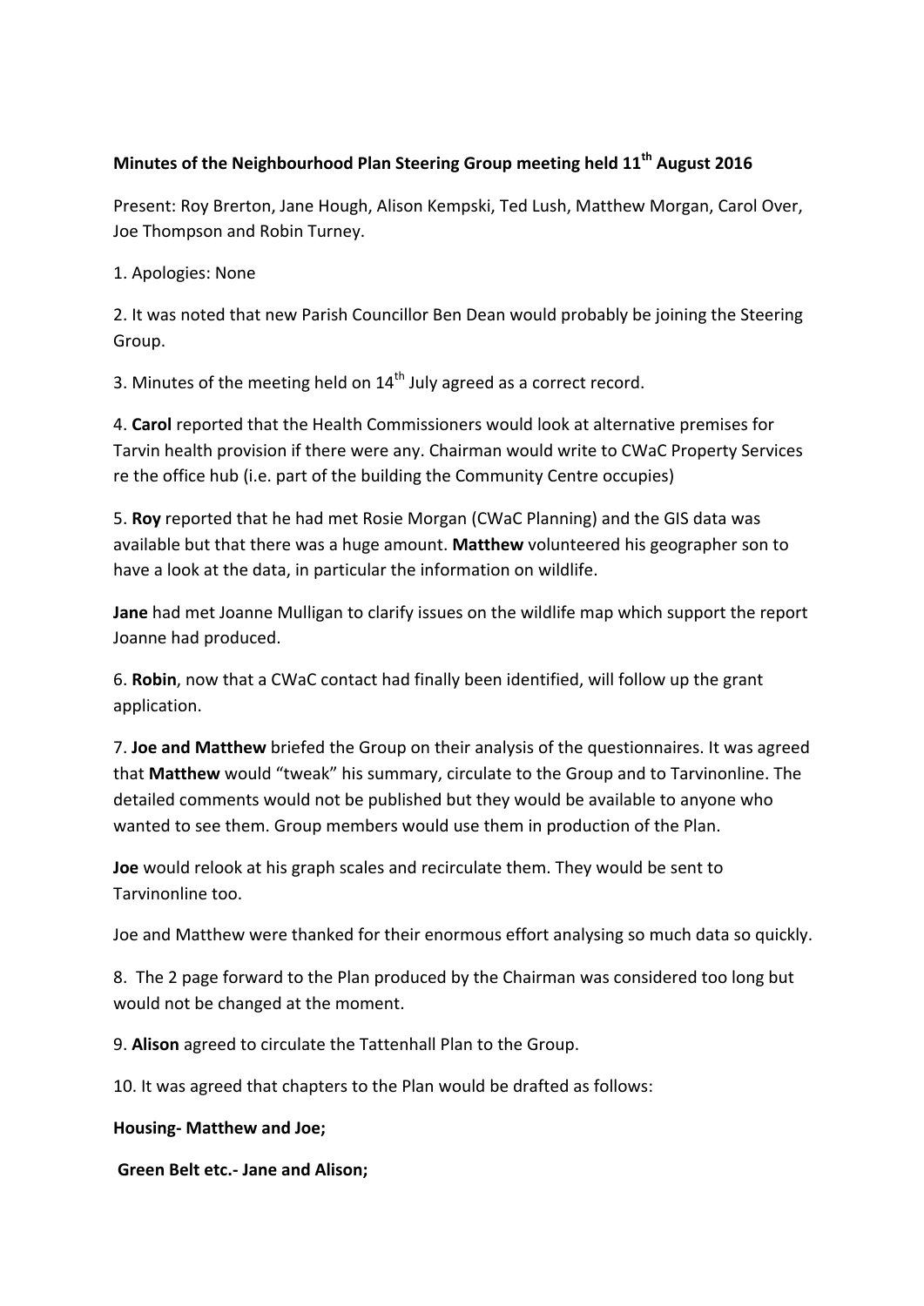**Minutes of the Neighbourhood Plan Steering Group meeting held 11th August 2016**

Present: Roy Brerton, Jane Hough, Alison Kempski, Ted Lush, Matthew Morgan, Carol Over, Joe Thompson and Robin Turney.

1. Apologies: None

2. It was noted that new Parish Councillor Ben Dean would probably be joining the Steering Group.

3. Minutes of the meeting held on 14th July agreed as a correct record.

4. **Carol** reported that the Health Commissioners would look at alternative premises for Tarvin health provision if there were any. Chairman would write to CWaC Property Services re the office hub (i.e. part of the building the Community Centre occupies)

5. **Roy** reported that he had met Rosie Morgan (CWaC Planning) and the GIS data was available but that there was a huge amount. **Matthew** volunteered his geographer son to have a look at the data, in particular the information on wildlife.

**Jane** had met Joanne Mulligan to clarify issues on the wildlife map which support the report Joanne had produced.

6. **Robin**, now that a CWaC contact had finally been identified, will follow up the grant application.

7. **Joe and Matthew** briefed the Group on their analysis of the questionnaires. It was agreed that **Matthew** would "tweak" his summary, circulate to the Group and to Tarvinonline. The detailed comments would not be published but they would be available to anyone who wanted to see them. Group members would use them in production of the Plan.

**Joe** would relook at his graph scales and recirculate them. They would be sent to Tarvinonline too.

Joe and Matthew were thanked for their enormous effort analysing so much data so quickly.

8. The 2 page forward to the Plan produced by the Chairman was considered too long but would not be changed at the moment.

9. **Alison** agreed to circulate the Tattenhall Plan to the Group.

10. It was agreed that chapters to the Plan would be drafted as follows:

**Housing- Matthew and Joe;**

**Green Belt etc.- Jane and Alison;**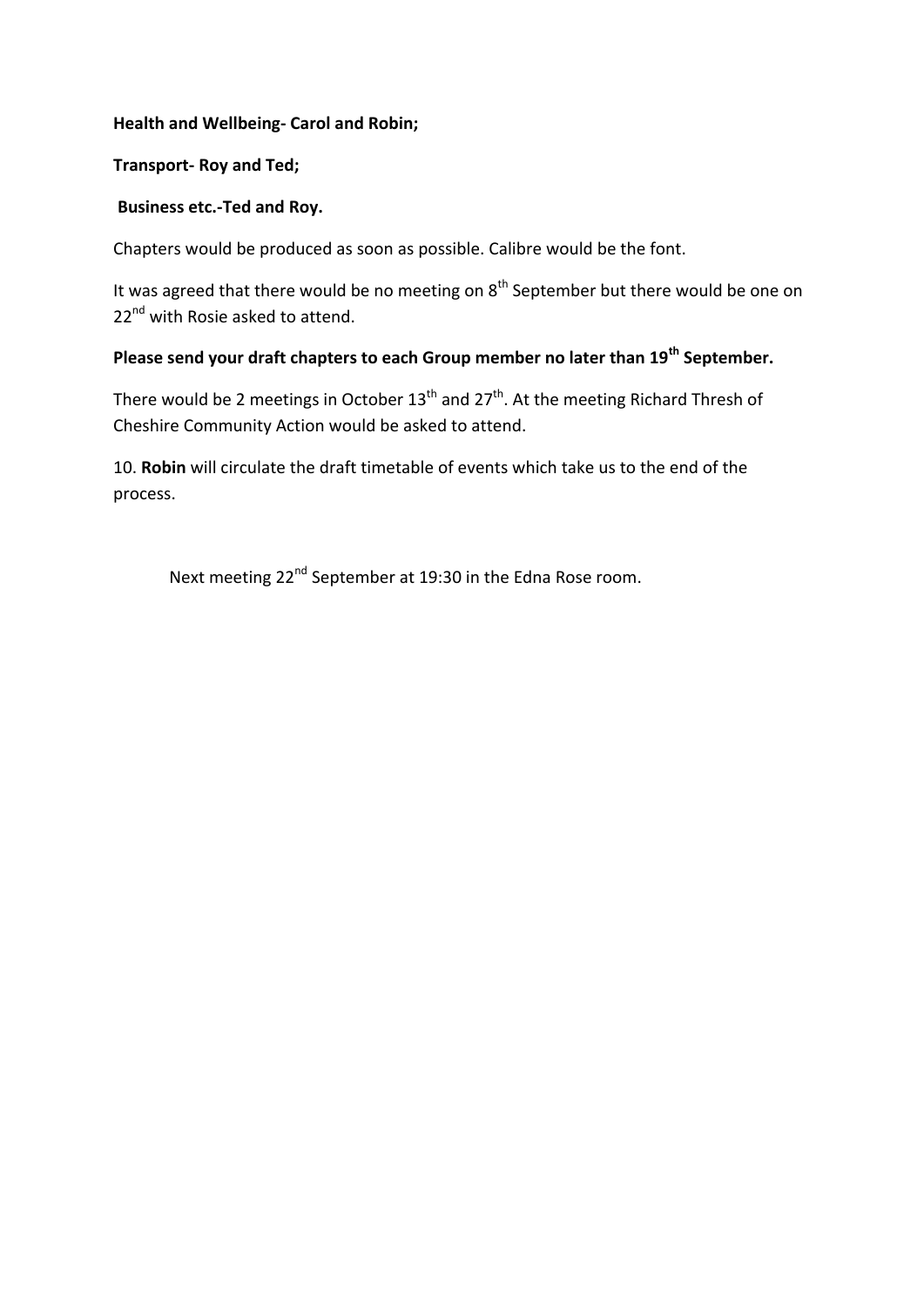**Health and Wellbeing- Carol and Robin;**

**Transport- Roy and Ted;**

**Business etc.-Ted and Roy.**

Chapters would be produced as soon as possible. Calibre would be the font.

It was agreed that there would be no meeting on 8th September but there would be one on 22nd with Rosie asked to attend.

**Please send your draft chapters to each Group member no later than 19th September.**

There would be 2 meetings in October 13th and 27th. At the meeting Richard Thresh of Cheshire Community Action would be asked to attend.

10. **Robin** will circulate the draft timetable of events which take us to the end of the process.

Next meeting 22nd September at 19:30 in the Edna Rose room.